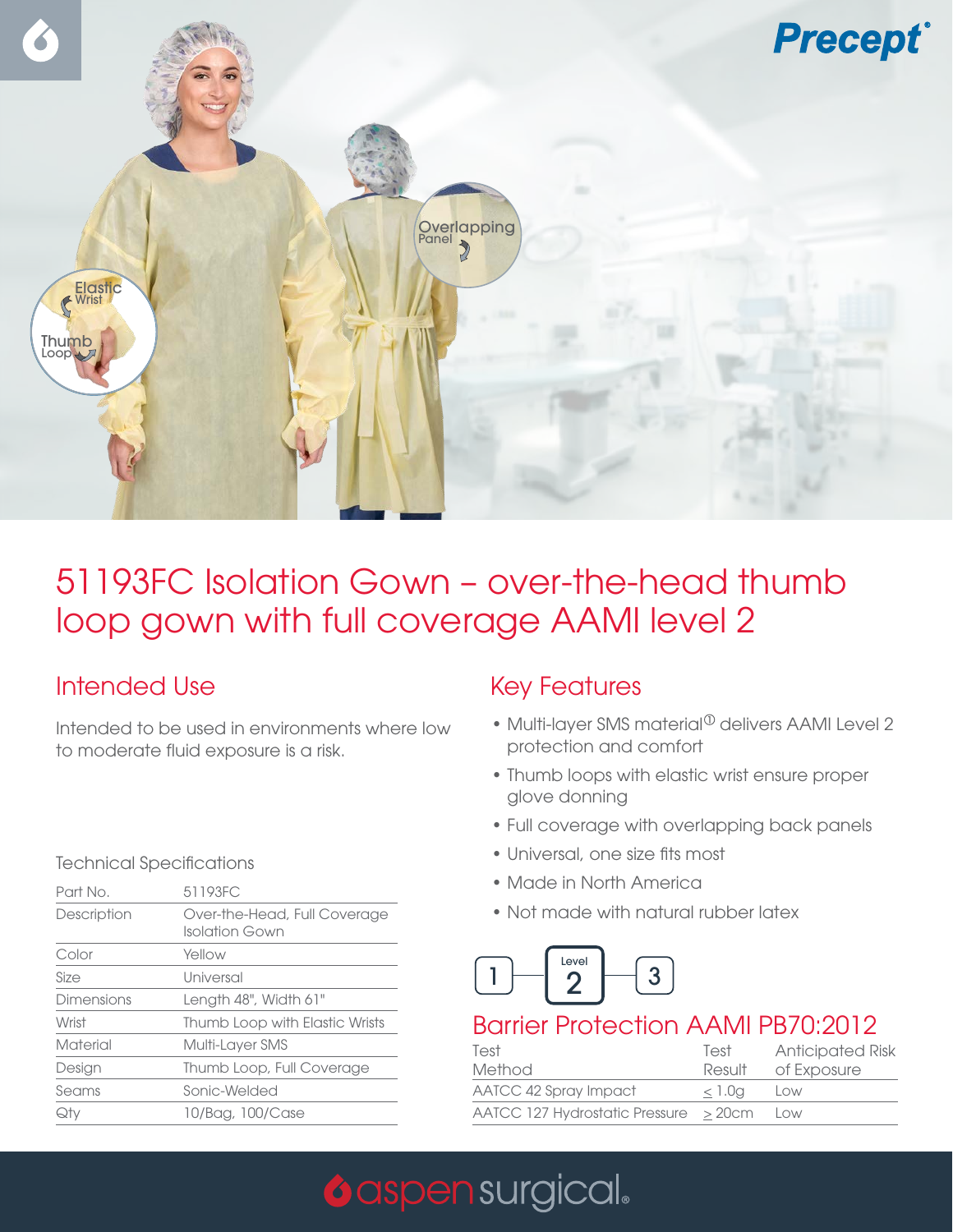Precept

# 51193FC Isolation Gown – over-the-head thumb loop gown with full coverage AAMI level 2

## Intended Use

Intended to be used in environments where low to moderate fluid exposure is a risk.

### Technical Specifications

| Part No. | 51193FC |
|---|---|
| Description | Over-the-Head, Full Coverage Isolation Gown |
| Color | Yellow |
| Size | Universal |
| Dimensions | Length 48", Width 61" |
| Wrist | Thumb Loop with Elastic Wrists |
| Material | Multi-Layer SMS |
| Design | Thumb Loop, Full Coverage |
| Seams | Sonic-Welded |
| Qty | 10/Bag, 100/Case |

## Key Features

- Multi-layer SMS material[1] delivers AAMI Level 2 protection and comfort
- Thumb loops with elastic wrist ensure proper glove donning
- Full coverage with overlapping back panels
- Universal, one size fits most
- Made in North America
- Not made with natural rubber latex

1 — Level 2 — 3

## Barrier Protection AAMI PB70:2012

| Test Method | Test Result | Anticipated Risk of Exposure |
|---|---|---|
| AATCC 42 Spray Impact | ≤ 1.0g | Low |
| AATCC 127 Hydrostatic Pressure | ≥ 20cm | Low |

aspen surgical.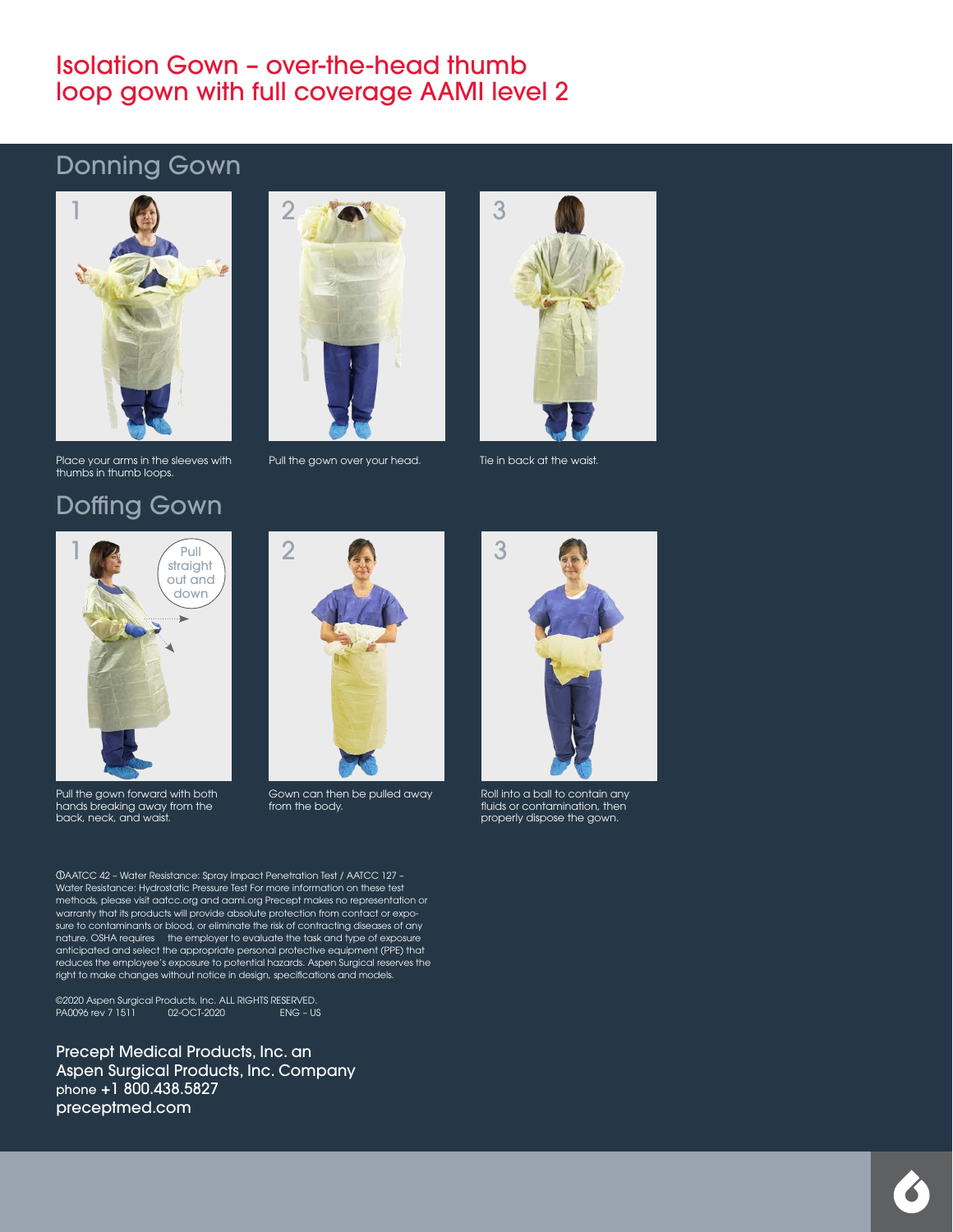# Isolation Gown – over-the-head thumb loop gown with full coverage AAMI level 2

## Donning Gown

1

Place your arms in the sleeves with thumbs in thumb loops.

2

Pull the gown over your head.

3

Tie in back at the waist.

## Doffing Gown

1

Pull straight out and down

Pull the gown forward with both hands breaking away from the back, neck, and waist.

2

Gown can then be pulled away from the body.

3

Roll into a ball to contain any fluids or contamination, then properly dispose the gown.

①AATCC 42 – Water Resistance: Spray Impact Penetration Test / AATCC 127 – Water Resistance: Hydrostatic Pressure Test For more information on these test methods, please visit aatcc.org and aami.org Precept makes no representation or warranty that its products will provide absolute protection from contact or exposure to contaminants or blood, or eliminate the risk of contracting diseases of any nature. OSHA requires the employer to evaluate the task and type of exposure anticipated and select the appropriate personal protective equipment (PPE) that reduces the employee's exposure to potential hazards. Aspen Surgical reserves the right to make changes without notice in design, specifications and models.

©2020 Aspen Surgical Products, Inc. ALL RIGHTS RESERVED.
PA0096 rev 7 1511 02-OCT-2020 ENG – US

Precept Medical Products, Inc. an
Aspen Surgical Products, Inc. Company
phone +1 800.438.5827
preceptmed.com